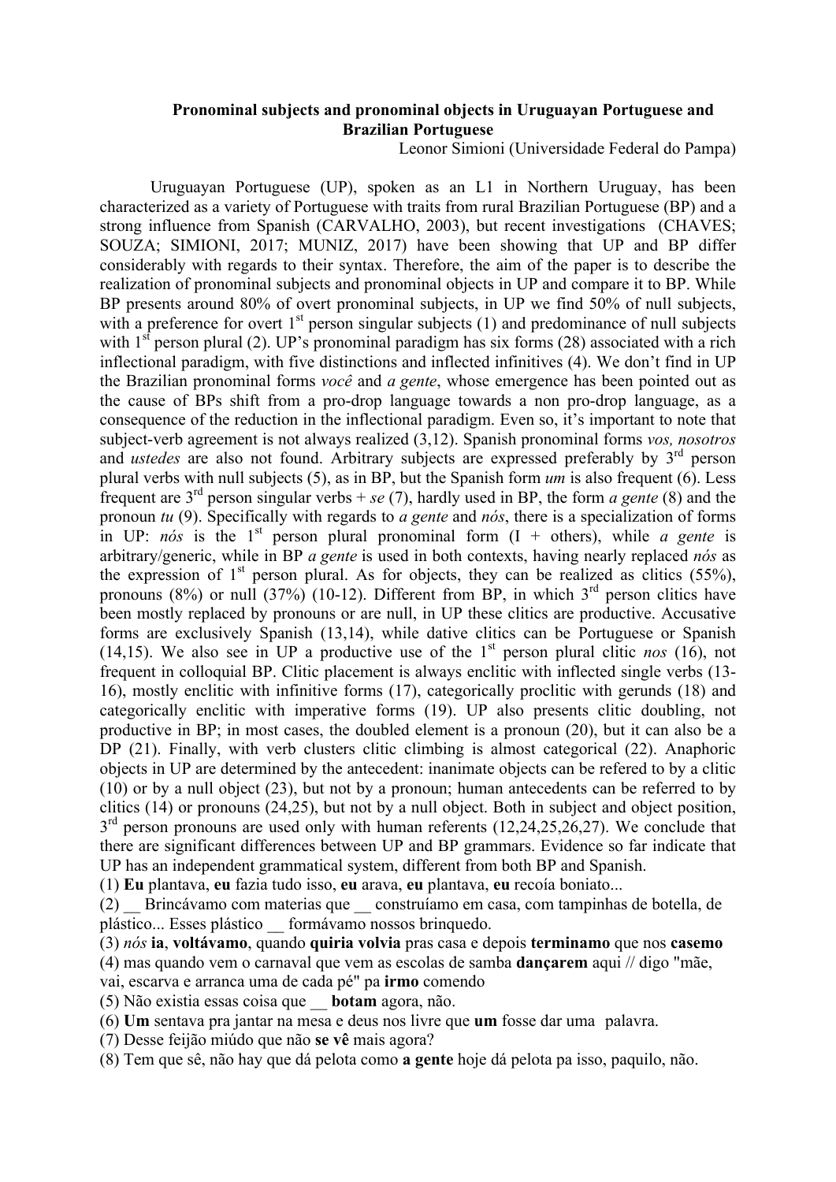# Pronominal subjects and pronominal objects in Uruguayan Portuguese and Brazilian Portuguese

Leonor Simioni (Universidade Federal do Pampa)

Uruguayan Portuguese (UP), spoken as an L1 in Northern Uruguay, has been characterized as a variety of Portuguese with traits from rural Brazilian Portuguese (BP) and a strong influence from Spanish (CARVALHO, 2003), but recent investigations (CHAVES; SOUZA; SIMIONI, 2017; MUNIZ, 2017) have been showing that UP and BP differ considerably with regards to their syntax. Therefore, the aim of the paper is to describe the realization of pronominal subjects and pronominal objects in UP and compare it to BP. While BP presents around 80% of overt pronominal subjects, in UP we find 50% of null subjects, with a preference for overt 1st person singular subjects (1) and predominance of null subjects with 1st person plural (2). UP's pronominal paradigm has six forms (28) associated with a rich inflectional paradigm, with five distinctions and inflected infinitives (4). We don't find in UP the Brazilian pronominal forms *você* and *a gente*, whose emergence has been pointed out as the cause of BPs shift from a pro-drop language towards a non pro-drop language, as a consequence of the reduction in the inflectional paradigm. Even so, it's important to note that subject-verb agreement is not always realized (3,12). Spanish pronominal forms *vos, nosotros* and *ustedes* are also not found. Arbitrary subjects are expressed preferably by 3rd person plural verbs with null subjects (5), as in BP, but the Spanish form *um* is also frequent (6). Less frequent are 3rd person singular verbs + *se* (7), hardly used in BP, the form *a gente* (8) and the pronoun *tu* (9). Specifically with regards to *a gente* and *nós*, there is a specialization of forms in UP: *nós* is the 1st person plural pronominal form (I + others), while *a gente* is arbitrary/generic, while in BP *a gente* is used in both contexts, having nearly replaced *nós* as the expression of 1st person plural. As for objects, they can be realized as clitics (55%), pronouns (8%) or null (37%) (10-12). Different from BP, in which 3rd person clitics have been mostly replaced by pronouns or are null, in UP these clitics are productive. Accusative forms are exclusively Spanish (13,14), while dative clitics can be Portuguese or Spanish (14,15). We also see in UP a productive use of the 1st person plural clitic *nos* (16), not frequent in colloquial BP. Clitic placement is always enclitic with inflected single verbs (13-16), mostly enclitic with infinitive forms (17), categorically proclitic with gerunds (18) and categorically enclitic with imperative forms (19). UP also presents clitic doubling, not productive in BP; in most cases, the doubled element is a pronoun (20), but it can also be a DP (21). Finally, with verb clusters clitic climbing is almost categorical (22). Anaphoric objects in UP are determined by the antecedent: inanimate objects can be refered to by a clitic (10) or by a null object (23), but not by a pronoun; human antecedents can be referred to by clitics (14) or pronouns (24,25), but not by a null object. Both in subject and object position, 3rd person pronouns are used only with human referents (12,24,25,26,27). We conclude that there are significant differences between UP and BP grammars. Evidence so far indicate that UP has an independent grammatical system, different from both BP and Spanish.

(1) **Eu** plantava, **eu** fazia tudo isso, **eu** arava, **eu** plantava, **eu** recoía boniato...

(2) __ Brincávamo com materias que __ construíamo em casa, com tampinhas de botella, de plástico... Esses plástico __ formávamo nossos brinquedo.

(3) *nós* **ia**, **voltávamo**, quando **quiria volvia** pras casa e depois **terminamo** que nos **casemo**

(4) mas quando vem o carnaval que vem as escolas de samba **dançarem** aqui // digo "mãe, vai, escarva e arranca uma de cada pé" pa **irmo** comendo

(5) Não existia essas coisa que __ **botam** agora, não.

(6) **Um** sentava pra jantar na mesa e deus nos livre que **um** fosse dar uma palavra.

(7) Desse feijão miúdo que não **se vê** mais agora?

(8) Tem que sê, não hay que dá pelota como **a gente** hoje dá pelota pa isso, paquilo, não.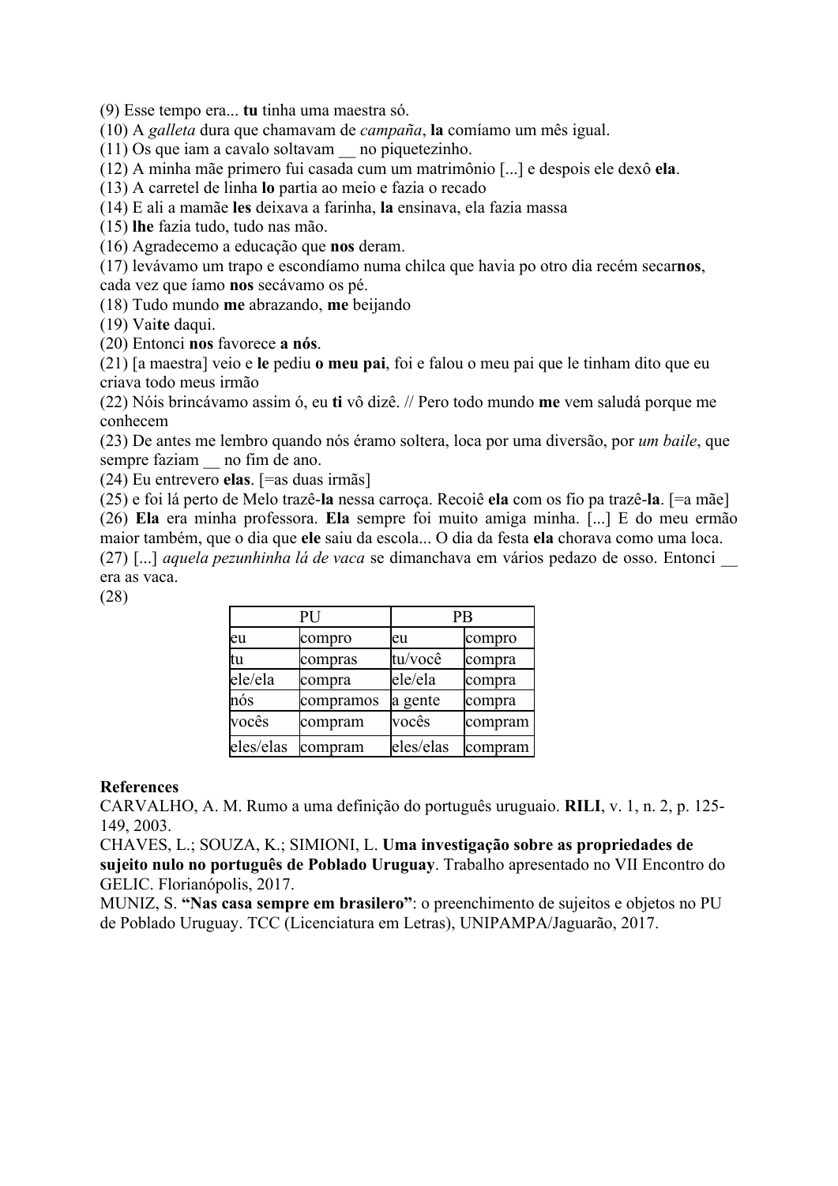(9) Esse tempo era... **tu** tinha uma maestra só.
(10) A *galleta* dura que chamavam de *campaña*, **la** comíamo um mês igual.
(11) Os que iam a cavalo soltavam __ no piquetezinho.
(12) A minha mãe primero fui casada cum um matrimônio [...] e despois ele dexô **ela**.
(13) A carretel de linha **lo** partia ao meio e fazia o recado
(14) E ali a mamãe **les** deixava a farinha, **la** ensinava, ela fazia massa
(15) **lhe** fazia tudo, tudo nas mão.
(16) Agradecemo a educação que **nos** deram.
(17) levávamo um trapo e escondíamo numa chilca que havia po otro dia recém secar**nos**, cada vez que íamo **nos** secávamo os pé.
(18) Tudo mundo **me** abrazando, **me** beijando
(19) Vai**te** daqui.
(20) Entonci **nos** favorece **a nós**.
(21) [a maestra] veio e **le** pediu **o meu pai**, foi e falou o meu pai que le tinham dito que eu criava todo meus irmão
(22) Nóis brincávamo assim ó, eu **ti** vô dizê. // Pero todo mundo **me** vem saludá porque me conhecem
(23) De antes me lembro quando nós éramo soltera, loca por uma diversão, por *um baile*, que sempre faziam __ no fim de ano.
(24) Eu entrevero **elas**. [=as duas irmãs]
(25) e foi lá perto de Melo trazê-**la** nessa carroça. Recoiê **ela** com os fio pa trazê-**la**. [=a mãe]
(26) **Ela** era minha professora. **Ela** sempre foi muito amiga minha. [...] E do meu ermão maior também, que o dia que **ele** saiu da escola... O dia da festa **ela** chorava como uma loca.
(27) [...] *aquela pezunhinha lá de vaca* se dimanchava em vários pedazo de osso. Entonci __ era as vaca.
(28)

| PU | | PB | |
|---|---|---|---|
| eu | compro | eu | compro |
| tu | compras | tu/você | compra |
| ele/ela | compra | ele/ela | compra |
| nós | compramos | a gente | compra |
| vocês | compram | vocês | compram |
| eles/elas | compram | eles/elas | compram |

**References**

CARVALHO, A. M. Rumo a uma definição do português uruguaio. **RILI**, v. 1, n. 2, p. 125-149, 2003.

CHAVES, L.; SOUZA, K.; SIMIONI, L. **Uma investigação sobre as propriedades de sujeito nulo no português de Poblado Uruguay**. Trabalho apresentado no VII Encontro do GELIC. Florianópolis, 2017.

MUNIZ, S. **"Nas casa sempre em brasilero"**: o preenchimento de sujeitos e objetos no PU de Poblado Uruguay. TCC (Licenciatura em Letras), UNIPAMPA/Jaguarão, 2017.